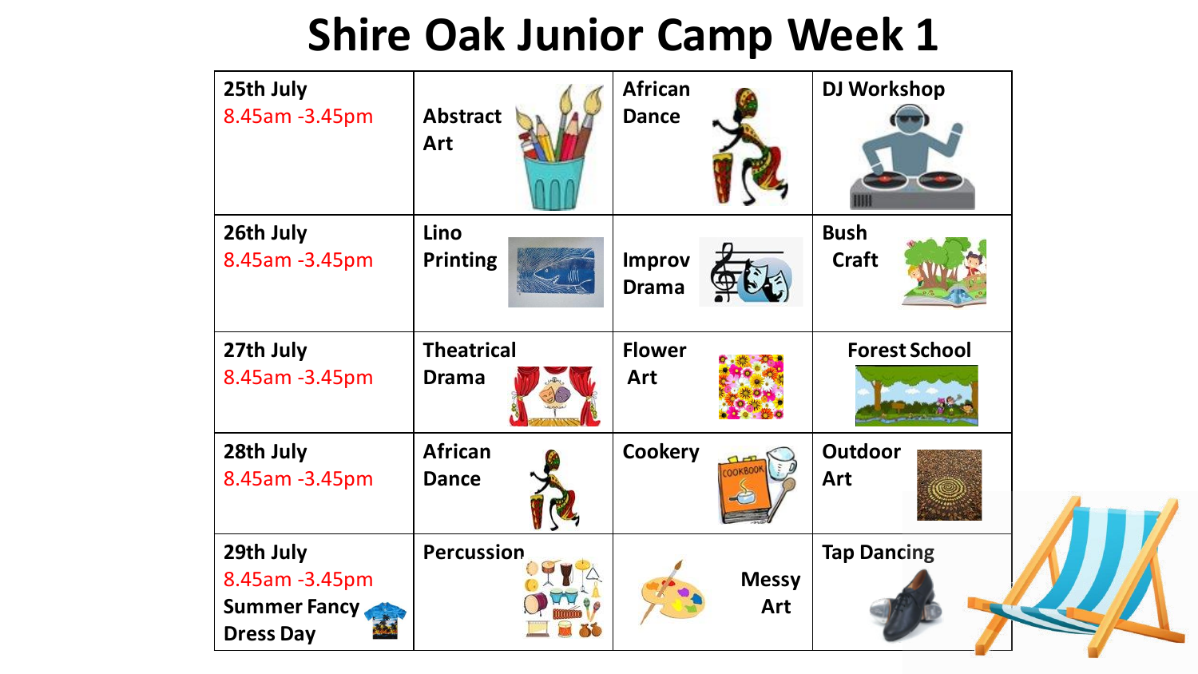# Shire Oak Junior Camp Week 1

| Date | Activity 1 | Activity 2 | Activity 3 |
|---|---|---|---|
| 25th July 8.45am -3.45pm | Abstract Art | African Dance | DJ Workshop |
| 26th July 8.45am -3.45pm | Lino Printing | Improv Drama | Bush Craft |
| 27th July 8.45am -3.45pm | Theatrical Drama | Flower Art | Forest School |
| 28th July 8.45am -3.45pm | African Dance | Cookery | Outdoor Art |
| 29th July 8.45am -3.45pm **Summer Fancy Dress Day** | Percussion | Messy Art | Tap Dancing |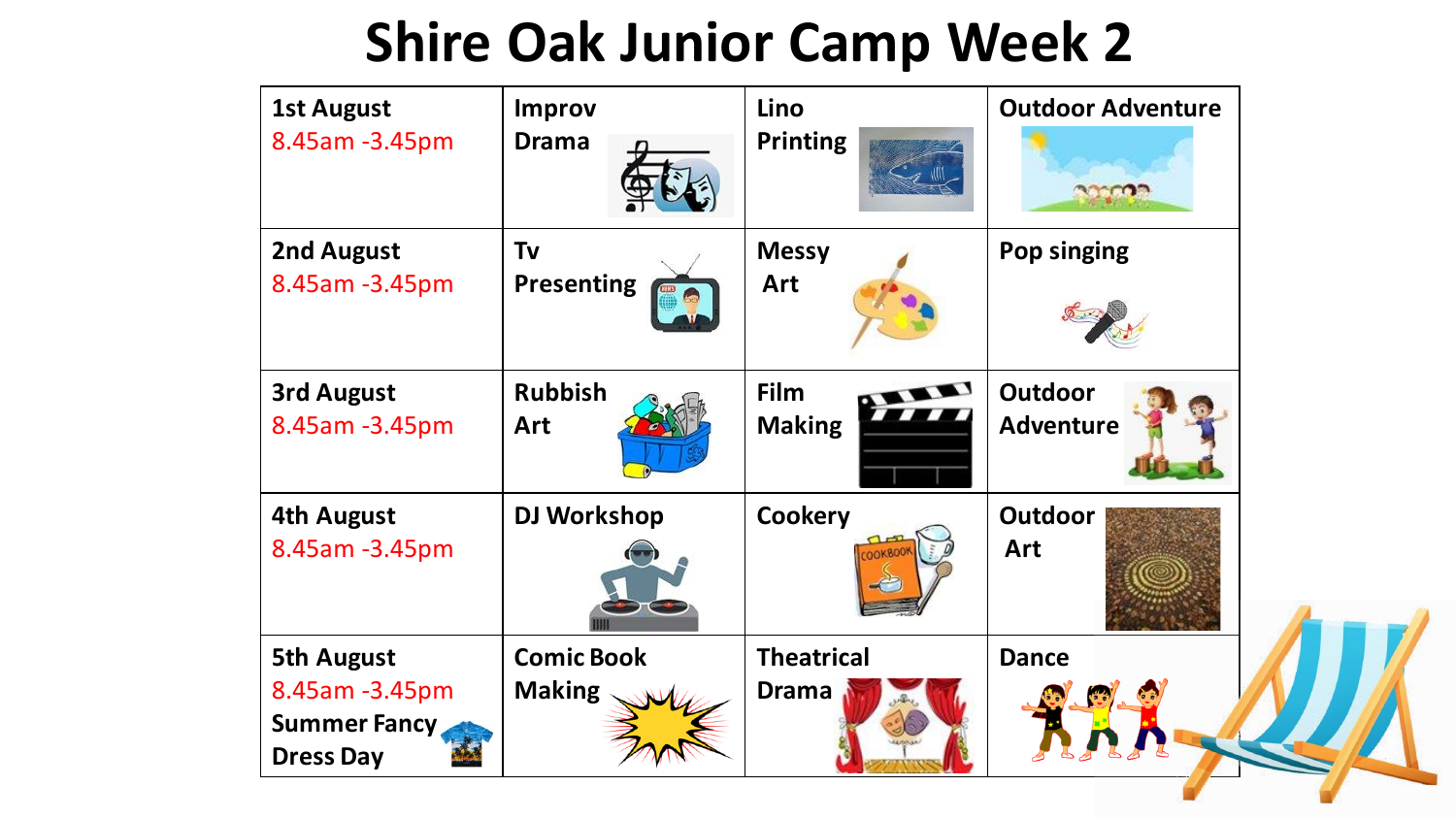# Shire Oak Junior Camp Week 2

| | | | |
|---|---|---|---|
| 1st August 8.45am -3.45pm | Improv Drama | Lino Printing | Outdoor Adventure |
| 2nd August 8.45am -3.45pm | Tv Presenting | Messy Art | Pop singing |
| 3rd August 8.45am -3.45pm | Rubbish Art | Film Making | Outdoor Adventure |
| 4th August 8.45am -3.45pm | DJ Workshop | Cookery | Outdoor Art |
| 5th August 8.45am -3.45pm Summer Fancy Dress Day | Comic Book Making | Theatrical Drama | Dance |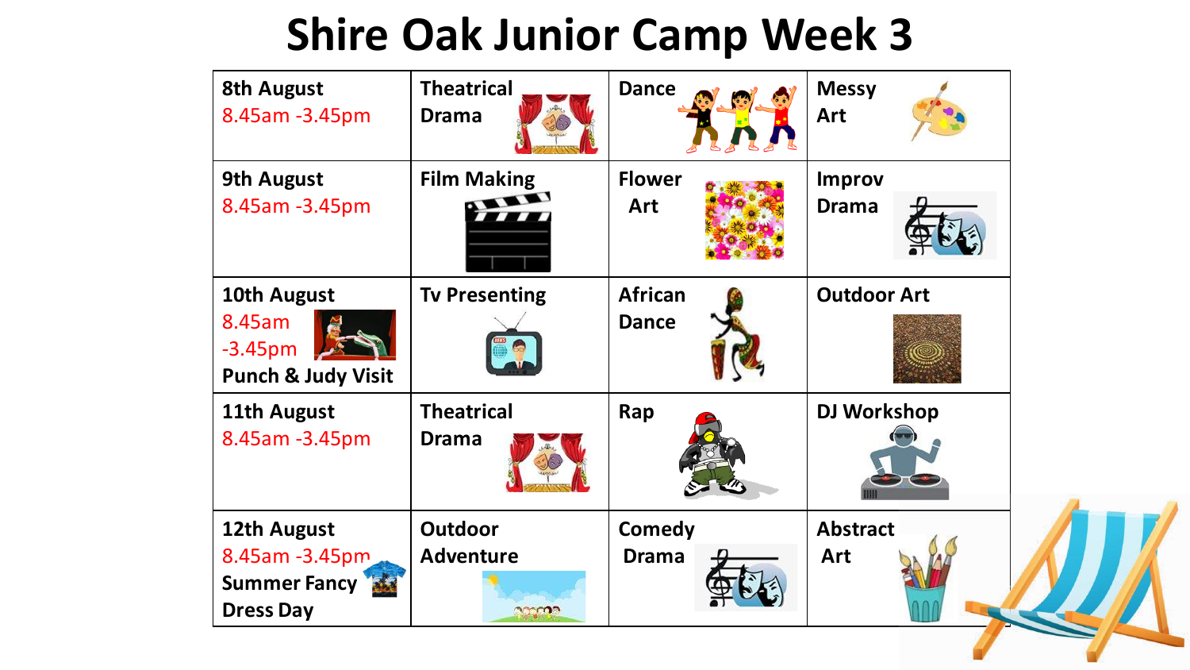# Shire Oak Junior Camp Week 3

| | | | |
|---|---|---|---|
| **8th August** 8.45am -3.45pm | **Theatrical Drama** | **Dance** | **Messy Art** |
| **9th August** 8.45am -3.45pm | **Film Making** | **Flower Art** | **Improv Drama** |
| **10th August** 8.45am -3.45pm **Punch & Judy Visit** | **Tv Presenting** | **African Dance** | **Outdoor Art** |
| **11th August** 8.45am -3.45pm | **Theatrical Drama** | **Rap** | **DJ Workshop** |
| **12th August** 8.45am -3.45pm **Summer Fancy Dress Day** | **Outdoor Adventure** | **Comedy Drama** | **Abstract Art** |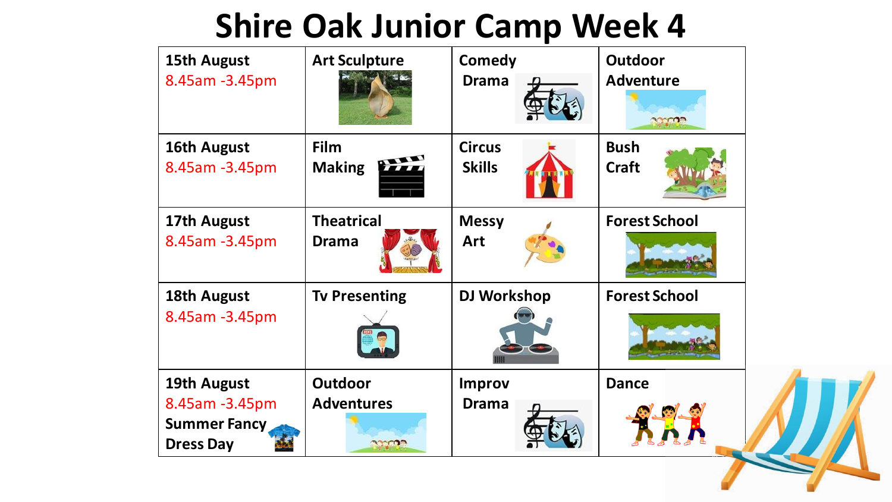# Shire Oak Junior Camp Week 4

| | | | |
|---|---|---|---|
| **15th August** 8.45am -3.45pm | **Art Sculpture** | **Comedy Drama** | **Outdoor Adventure** |
| **16th August** 8.45am -3.45pm | **Film Making** | **Circus Skills** | **Bush Craft** |
| **17th August** 8.45am -3.45pm | **Theatrical Drama** | **Messy Art** | **Forest School** |
| **18th August** 8.45am -3.45pm | **Tv Presenting** | **DJ Workshop** | **Forest School** |
| **19th August** 8.45am -3.45pm **Summer Fancy Dress Day** | **Outdoor Adventures** | **Improv Drama** | **Dance** |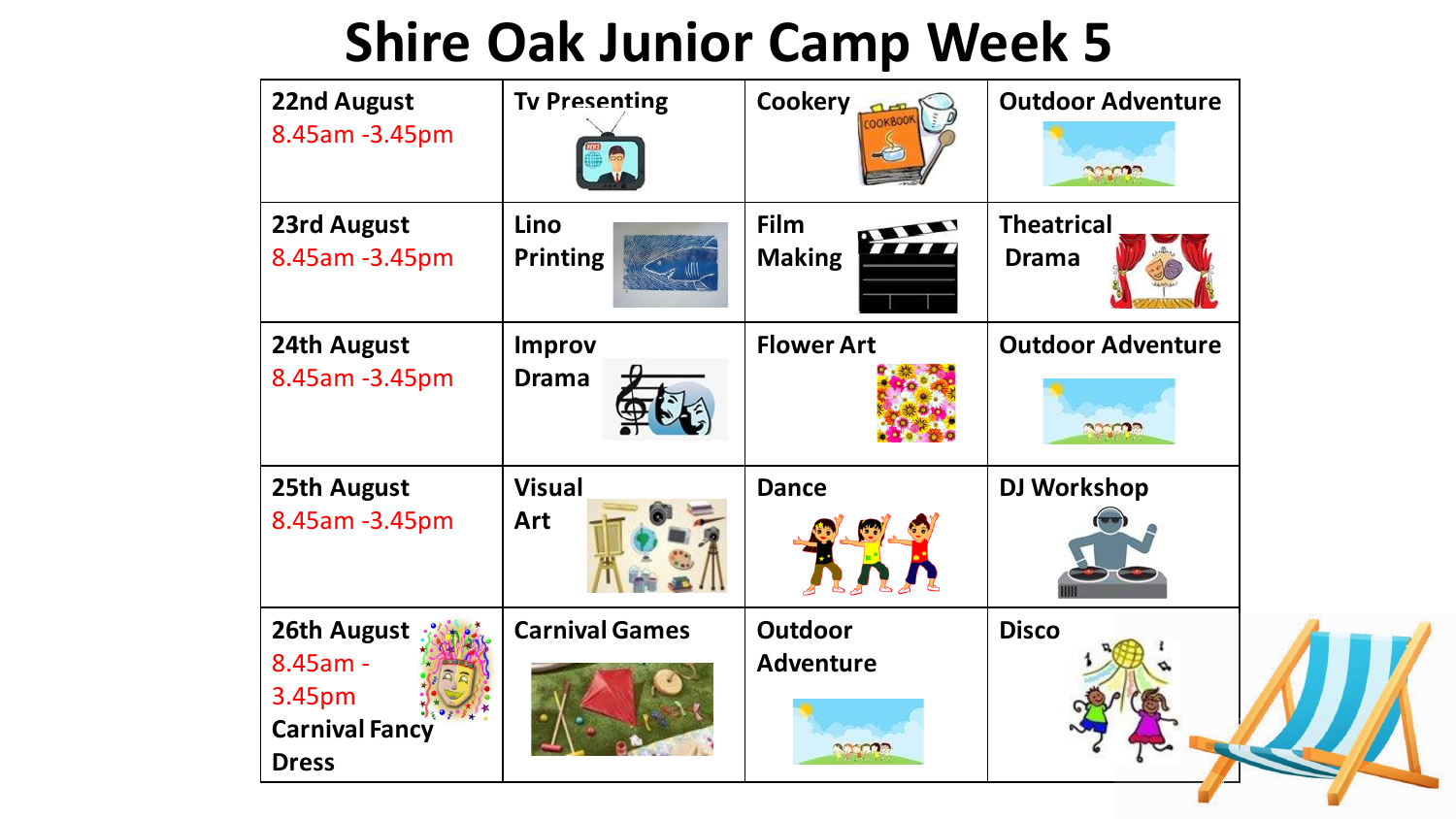# Shire Oak Junior Camp Week 5

| | | | |
|---|---|---|---|
| 22nd August 8.45am -3.45pm | Tv Presenting | Cookery | Outdoor Adventure |
| 23rd August 8.45am -3.45pm | Lino Printing | Film Making | Theatrical Drama |
| 24th August 8.45am -3.45pm | Improv Drama | Flower Art | Outdoor Adventure |
| 25th August 8.45am -3.45pm | Visual Art | Dance | DJ Workshop |
| 26th August 8.45am - 3.45pm Carnival Fancy Dress | Carnival Games | Outdoor Adventure | Disco |